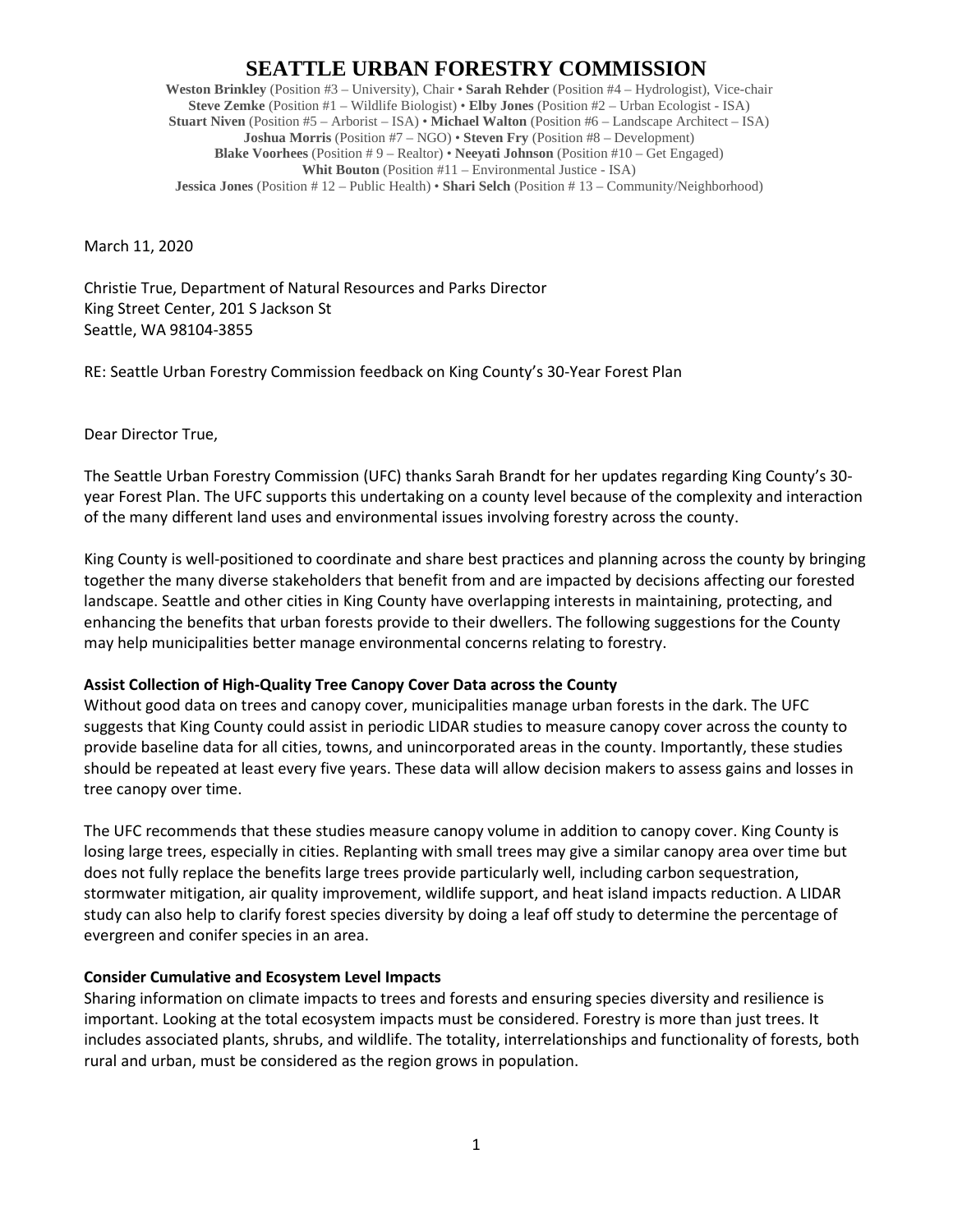# SEATTLE URBAN FORESTRY COMMISSION

**Weston Brinkley** (Position #3 – University), Chair • **Sarah Rehder** (Position #4 – Hydrologist), Vice-chair
**Steve Zemke** (Position #1 – Wildlife Biologist) • **Elby Jones** (Position #2 – Urban Ecologist - ISA)
**Stuart Niven** (Position #5 – Arborist – ISA) • **Michael Walton** (Position #6 – Landscape Architect – ISA)
**Joshua Morris** (Position #7 – NGO) • **Steven Fry** (Position #8 – Development)
**Blake Voorhees** (Position # 9 – Realtor) • **Neeyati Johnson** (Position #10 – Get Engaged)
**Whit Bouton** (Position #11 – Environmental Justice - ISA)
**Jessica Jones** (Position # 12 – Public Health) • **Shari Selch** (Position # 13 – Community/Neighborhood)

March 11, 2020

Christie True, Department of Natural Resources and Parks Director
King Street Center, 201 S Jackson St
Seattle, WA 98104-3855

RE: Seattle Urban Forestry Commission feedback on King County's 30-Year Forest Plan

Dear Director True,

The Seattle Urban Forestry Commission (UFC) thanks Sarah Brandt for her updates regarding King County's 30-year Forest Plan. The UFC supports this undertaking on a county level because of the complexity and interaction of the many different land uses and environmental issues involving forestry across the county.

King County is well-positioned to coordinate and share best practices and planning across the county by bringing together the many diverse stakeholders that benefit from and are impacted by decisions affecting our forested landscape. Seattle and other cities in King County have overlapping interests in maintaining, protecting, and enhancing the benefits that urban forests provide to their dwellers. The following suggestions for the County may help municipalities better manage environmental concerns relating to forestry.

**Assist Collection of High-Quality Tree Canopy Cover Data across the County**

Without good data on trees and canopy cover, municipalities manage urban forests in the dark. The UFC suggests that King County could assist in periodic LIDAR studies to measure canopy cover across the county to provide baseline data for all cities, towns, and unincorporated areas in the county. Importantly, these studies should be repeated at least every five years. These data will allow decision makers to assess gains and losses in tree canopy over time.

The UFC recommends that these studies measure canopy volume in addition to canopy cover. King County is losing large trees, especially in cities. Replanting with small trees may give a similar canopy area over time but does not fully replace the benefits large trees provide particularly well, including carbon sequestration, stormwater mitigation, air quality improvement, wildlife support, and heat island impacts reduction. A LIDAR study can also help to clarify forest species diversity by doing a leaf off study to determine the percentage of evergreen and conifer species in an area.

**Consider Cumulative and Ecosystem Level Impacts**

Sharing information on climate impacts to trees and forests and ensuring species diversity and resilience is important. Looking at the total ecosystem impacts must be considered. Forestry is more than just trees. It includes associated plants, shrubs, and wildlife. The totality, interrelationships and functionality of forests, both rural and urban, must be considered as the region grows in population.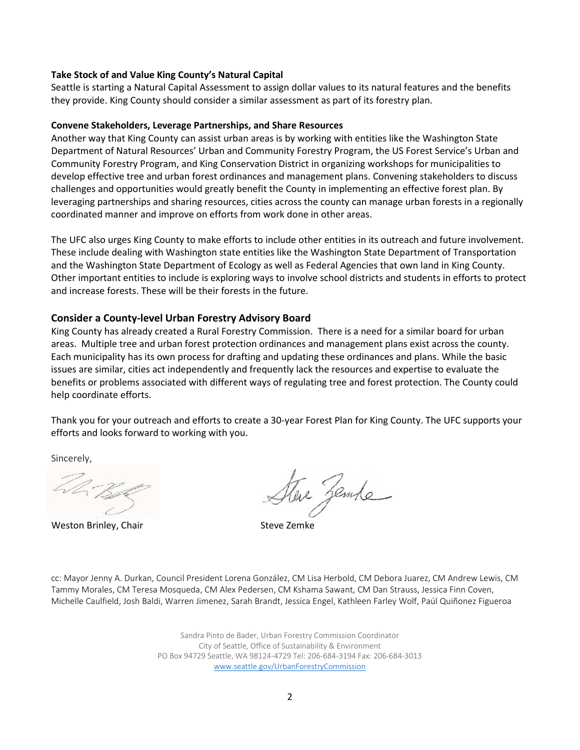**Take Stock of and Value King County's Natural Capital**

Seattle is starting a Natural Capital Assessment to assign dollar values to its natural features and the benefits they provide. King County should consider a similar assessment as part of its forestry plan.

**Convene Stakeholders, Leverage Partnerships, and Share Resources**

Another way that King County can assist urban areas is by working with entities like the Washington State Department of Natural Resources' Urban and Community Forestry Program, the US Forest Service's Urban and Community Forestry Program, and King Conservation District in organizing workshops for municipalities to develop effective tree and urban forest ordinances and management plans. Convening stakeholders to discuss challenges and opportunities would greatly benefit the County in implementing an effective forest plan. By leveraging partnerships and sharing resources, cities across the county can manage urban forests in a regionally coordinated manner and improve on efforts from work done in other areas.

The UFC also urges King County to make efforts to include other entities in its outreach and future involvement. These include dealing with Washington state entities like the Washington State Department of Transportation and the Washington State Department of Ecology as well as Federal Agencies that own land in King County. Other important entities to include is exploring ways to involve school districts and students in efforts to protect and increase forests. These will be their forests in the future.

## Consider a County-level Urban Forestry Advisory Board

King County has already created a Rural Forestry Commission. There is a need for a similar board for urban areas. Multiple tree and urban forest protection ordinances and management plans exist across the county. Each municipality has its own process for drafting and updating these ordinances and plans. While the basic issues are similar, cities act independently and frequently lack the resources and expertise to evaluate the benefits or problems associated with different ways of regulating tree and forest protection. The County could help coordinate efforts.

Thank you for your outreach and efforts to create a 30-year Forest Plan for King County. The UFC supports your efforts and looks forward to working with you.

Sincerely,

Weston Brinley, Chair

Steve Zemke

cc: Mayor Jenny A. Durkan, Council President Lorena González, CM Lisa Herbold, CM Debora Juarez, CM Andrew Lewis, CM Tammy Morales, CM Teresa Mosqueda, CM Alex Pedersen, CM Kshama Sawant, CM Dan Strauss, Jessica Finn Coven, Michelle Caulfield, Josh Baldi, Warren Jimenez, Sarah Brandt, Jessica Engel, Kathleen Farley Wolf, Paúl Quiñonez Figueroa

Sandra Pinto de Bader, Urban Forestry Commission Coordinator
City of Seattle, Office of Sustainability & Environment
PO Box 94729 Seattle, WA 98124-4729 Tel: 206-684-3194 Fax: 206-684-3013
www.seattle.gov/UrbanForestryCommission